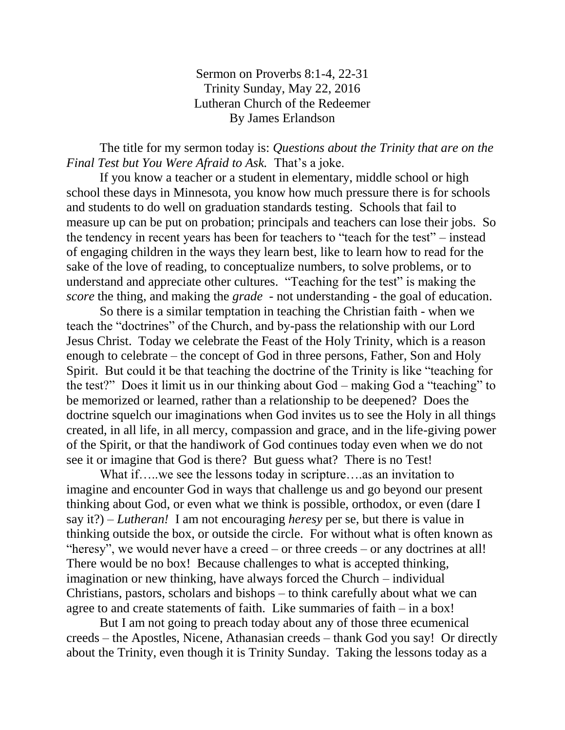Sermon on Proverbs 8:1-4, 22-31
Trinity Sunday, May 22, 2016
Lutheran Church of the Redeemer
By James Erlandson

The title for my sermon today is: *Questions about the Trinity that are on the Final Test but You Were Afraid to Ask.* That's a joke.

If you know a teacher or a student in elementary, middle school or high school these days in Minnesota, you know how much pressure there is for schools and students to do well on graduation standards testing. Schools that fail to measure up can be put on probation; principals and teachers can lose their jobs. So the tendency in recent years has been for teachers to "teach for the test" – instead of engaging children in the ways they learn best, like to learn how to read for the sake of the love of reading, to conceptualize numbers, to solve problems, or to understand and appreciate other cultures. "Teaching for the test" is making the *score* the thing, and making the *grade* - not understanding - the goal of education.

So there is a similar temptation in teaching the Christian faith - when we teach the "doctrines" of the Church, and by-pass the relationship with our Lord Jesus Christ. Today we celebrate the Feast of the Holy Trinity, which is a reason enough to celebrate – the concept of God in three persons, Father, Son and Holy Spirit. But could it be that teaching the doctrine of the Trinity is like "teaching for the test?" Does it limit us in our thinking about God – making God a "teaching" to be memorized or learned, rather than a relationship to be deepened? Does the doctrine squelch our imaginations when God invites us to see the Holy in all things created, in all life, in all mercy, compassion and grace, and in the life-giving power of the Spirit, or that the handiwork of God continues today even when we do not see it or imagine that God is there? But guess what? There is no Test!

What if…..we see the lessons today in scripture….as an invitation to imagine and encounter God in ways that challenge us and go beyond our present thinking about God, or even what we think is possible, orthodox, or even (dare I say it?) – *Lutheran!* I am not encouraging *heresy* per se, but there is value in thinking outside the box, or outside the circle. For without what is often known as "heresy", we would never have a creed – or three creeds – or any doctrines at all! There would be no box! Because challenges to what is accepted thinking, imagination or new thinking, have always forced the Church – individual Christians, pastors, scholars and bishops – to think carefully about what we can agree to and create statements of faith. Like summaries of faith – in a box!

But I am not going to preach today about any of those three ecumenical creeds – the Apostles, Nicene, Athanasian creeds – thank God you say! Or directly about the Trinity, even though it is Trinity Sunday. Taking the lessons today as a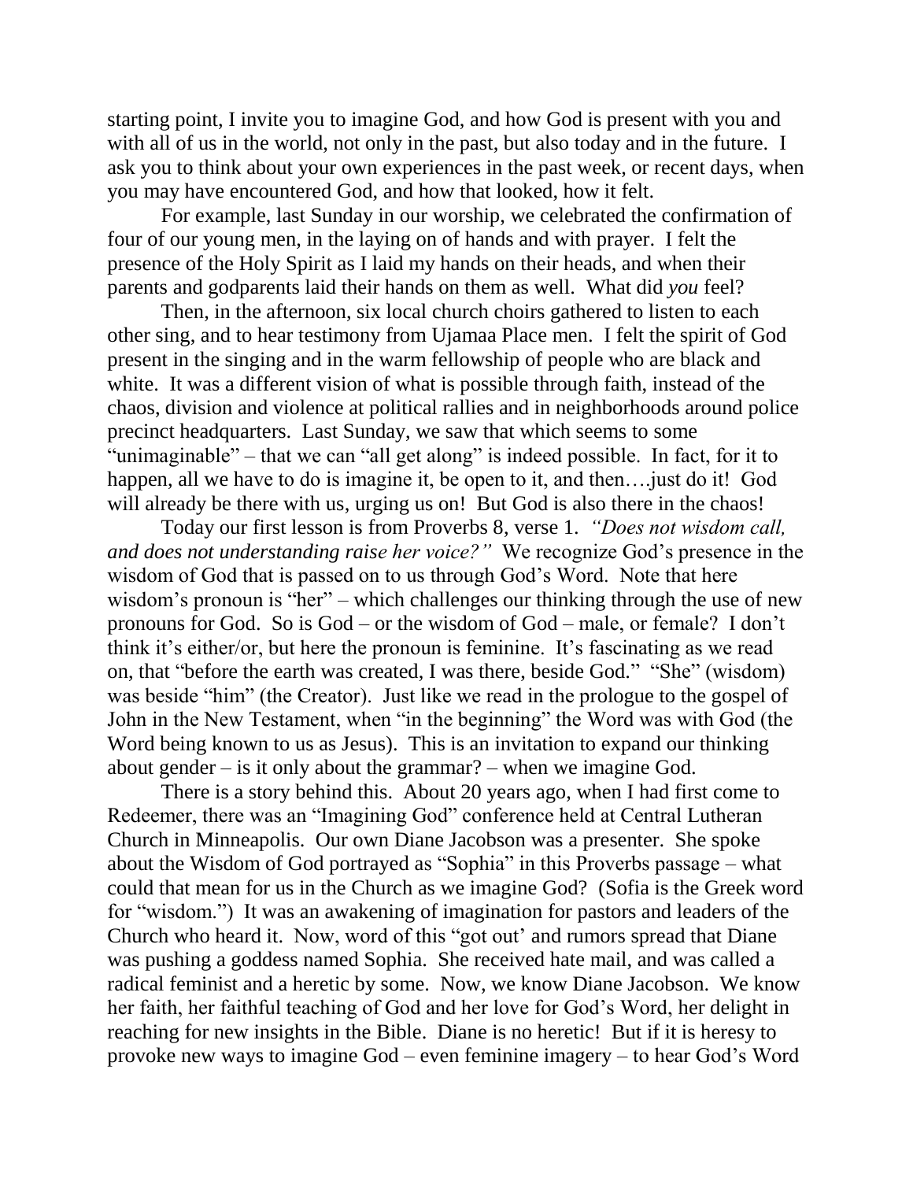starting point, I invite you to imagine God, and how God is present with you and with all of us in the world, not only in the past, but also today and in the future. I ask you to think about your own experiences in the past week, or recent days, when you may have encountered God, and how that looked, how it felt.

For example, last Sunday in our worship, we celebrated the confirmation of four of our young men, in the laying on of hands and with prayer. I felt the presence of the Holy Spirit as I laid my hands on their heads, and when their parents and godparents laid their hands on them as well. What did *you* feel?

Then, in the afternoon, six local church choirs gathered to listen to each other sing, and to hear testimony from Ujamaa Place men. I felt the spirit of God present in the singing and in the warm fellowship of people who are black and white. It was a different vision of what is possible through faith, instead of the chaos, division and violence at political rallies and in neighborhoods around police precinct headquarters. Last Sunday, we saw that which seems to some "unimaginable" – that we can "all get along" is indeed possible. In fact, for it to happen, all we have to do is imagine it, be open to it, and then….just do it! God will already be there with us, urging us on! But God is also there in the chaos!

Today our first lesson is from Proverbs 8, verse 1. *"Does not wisdom call, and does not understanding raise her voice?"* We recognize God's presence in the wisdom of God that is passed on to us through God's Word. Note that here wisdom's pronoun is "her" – which challenges our thinking through the use of new pronouns for God. So is God – or the wisdom of God – male, or female? I don't think it's either/or, but here the pronoun is feminine. It's fascinating as we read on, that "before the earth was created, I was there, beside God." "She" (wisdom) was beside "him" (the Creator). Just like we read in the prologue to the gospel of John in the New Testament, when "in the beginning" the Word was with God (the Word being known to us as Jesus). This is an invitation to expand our thinking about gender – is it only about the grammar? – when we imagine God.

There is a story behind this. About 20 years ago, when I had first come to Redeemer, there was an "Imagining God" conference held at Central Lutheran Church in Minneapolis. Our own Diane Jacobson was a presenter. She spoke about the Wisdom of God portrayed as "Sophia" in this Proverbs passage – what could that mean for us in the Church as we imagine God? (Sofia is the Greek word for "wisdom.") It was an awakening of imagination for pastors and leaders of the Church who heard it. Now, word of this "got out' and rumors spread that Diane was pushing a goddess named Sophia. She received hate mail, and was called a radical feminist and a heretic by some. Now, we know Diane Jacobson. We know her faith, her faithful teaching of God and her love for God's Word, her delight in reaching for new insights in the Bible. Diane is no heretic! But if it is heresy to provoke new ways to imagine God – even feminine imagery – to hear God's Word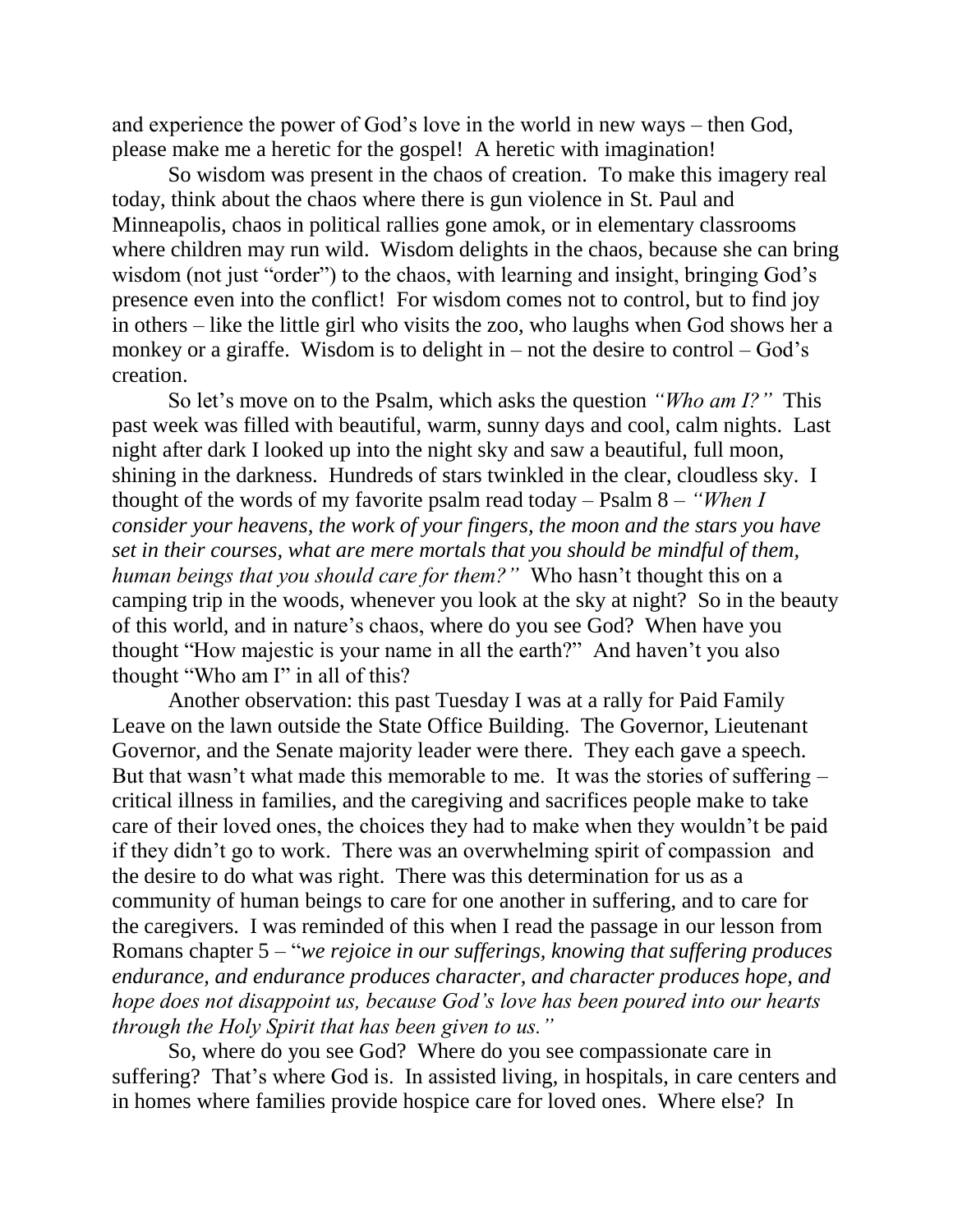and experience the power of God's love in the world in new ways – then God, please make me a heretic for the gospel! A heretic with imagination!

So wisdom was present in the chaos of creation. To make this imagery real today, think about the chaos where there is gun violence in St. Paul and Minneapolis, chaos in political rallies gone amok, or in elementary classrooms where children may run wild. Wisdom delights in the chaos, because she can bring wisdom (not just "order") to the chaos, with learning and insight, bringing God's presence even into the conflict! For wisdom comes not to control, but to find joy in others – like the little girl who visits the zoo, who laughs when God shows her a monkey or a giraffe. Wisdom is to delight in – not the desire to control – God's creation.

So let's move on to the Psalm, which asks the question *"Who am I?"* This past week was filled with beautiful, warm, sunny days and cool, calm nights. Last night after dark I looked up into the night sky and saw a beautiful, full moon, shining in the darkness. Hundreds of stars twinkled in the clear, cloudless sky. I thought of the words of my favorite psalm read today – Psalm 8 – *"When I consider your heavens, the work of your fingers, the moon and the stars you have set in their courses, what are mere mortals that you should be mindful of them, human beings that you should care for them?"* Who hasn't thought this on a camping trip in the woods, whenever you look at the sky at night? So in the beauty of this world, and in nature's chaos, where do you see God? When have you thought "How majestic is your name in all the earth?" And haven't you also thought "Who am I" in all of this?

Another observation: this past Tuesday I was at a rally for Paid Family Leave on the lawn outside the State Office Building. The Governor, Lieutenant Governor, and the Senate majority leader were there. They each gave a speech. But that wasn't what made this memorable to me. It was the stories of suffering – critical illness in families, and the caregiving and sacrifices people make to take care of their loved ones, the choices they had to make when they wouldn't be paid if they didn't go to work. There was an overwhelming spirit of compassion and the desire to do what was right. There was this determination for us as a community of human beings to care for one another in suffering, and to care for the caregivers. I was reminded of this when I read the passage in our lesson from Romans chapter 5 – "*we rejoice in our sufferings, knowing that suffering produces endurance, and endurance produces character, and character produces hope, and hope does not disappoint us, because God's love has been poured into our hearts through the Holy Spirit that has been given to us."*

So, where do you see God? Where do you see compassionate care in suffering? That's where God is. In assisted living, in hospitals, in care centers and in homes where families provide hospice care for loved ones. Where else? In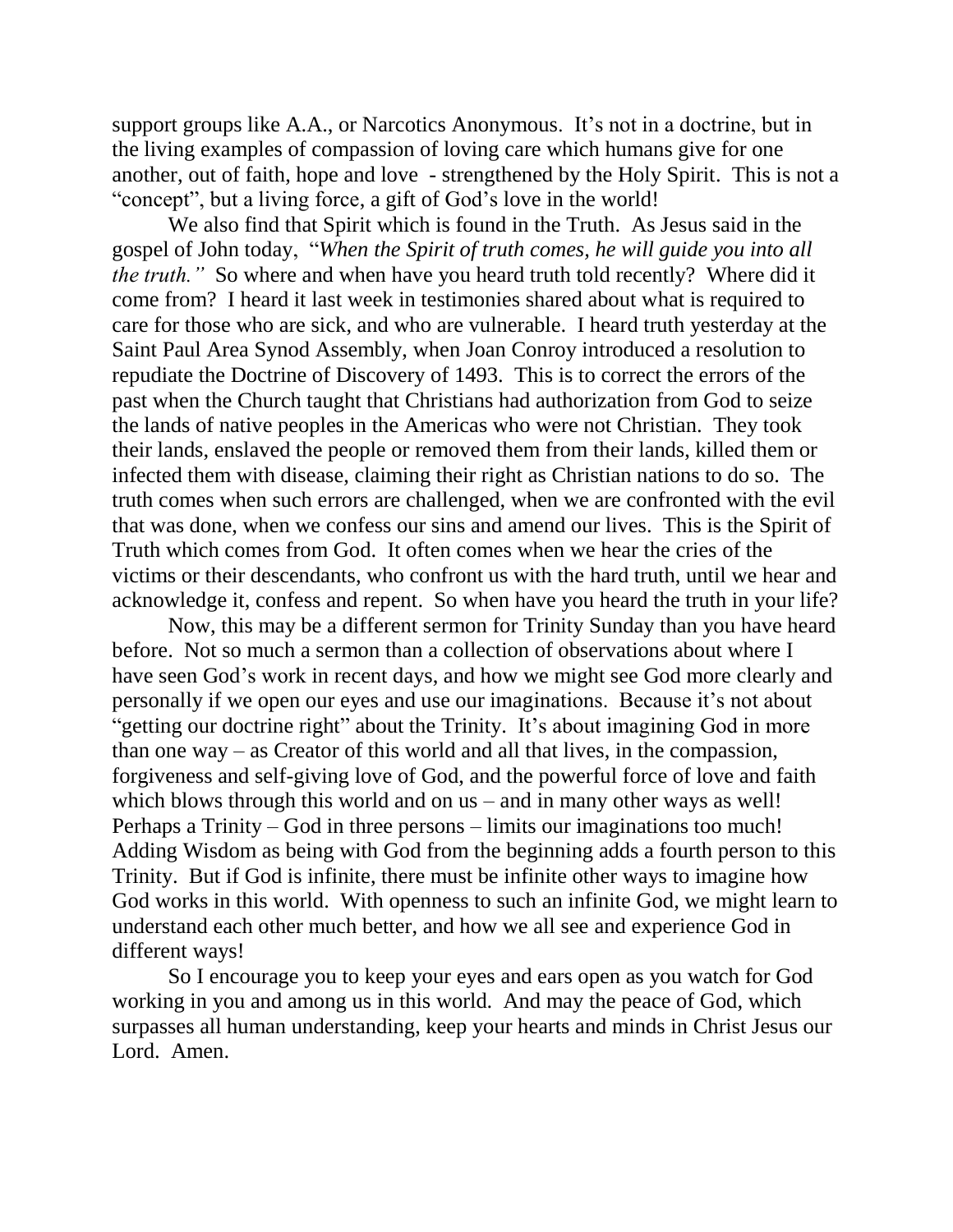support groups like A.A., or Narcotics Anonymous. It's not in a doctrine, but in the living examples of compassion of loving care which humans give for one another, out of faith, hope and love - strengthened by the Holy Spirit. This is not a "concept", but a living force, a gift of God's love in the world!

We also find that Spirit which is found in the Truth. As Jesus said in the gospel of John today, "*When the Spirit of truth comes, he will guide you into all the truth.*" So where and when have you heard truth told recently? Where did it come from? I heard it last week in testimonies shared about what is required to care for those who are sick, and who are vulnerable. I heard truth yesterday at the Saint Paul Area Synod Assembly, when Joan Conroy introduced a resolution to repudiate the Doctrine of Discovery of 1493. This is to correct the errors of the past when the Church taught that Christians had authorization from God to seize the lands of native peoples in the Americas who were not Christian. They took their lands, enslaved the people or removed them from their lands, killed them or infected them with disease, claiming their right as Christian nations to do so. The truth comes when such errors are challenged, when we are confronted with the evil that was done, when we confess our sins and amend our lives. This is the Spirit of Truth which comes from God. It often comes when we hear the cries of the victims or their descendants, who confront us with the hard truth, until we hear and acknowledge it, confess and repent. So when have you heard the truth in your life?

Now, this may be a different sermon for Trinity Sunday than you have heard before. Not so much a sermon than a collection of observations about where I have seen God's work in recent days, and how we might see God more clearly and personally if we open our eyes and use our imaginations. Because it's not about "getting our doctrine right" about the Trinity. It's about imagining God in more than one way – as Creator of this world and all that lives, in the compassion, forgiveness and self-giving love of God, and the powerful force of love and faith which blows through this world and on us – and in many other ways as well! Perhaps a Trinity – God in three persons – limits our imaginations too much! Adding Wisdom as being with God from the beginning adds a fourth person to this Trinity. But if God is infinite, there must be infinite other ways to imagine how God works in this world. With openness to such an infinite God, we might learn to understand each other much better, and how we all see and experience God in different ways!

So I encourage you to keep your eyes and ears open as you watch for God working in you and among us in this world. And may the peace of God, which surpasses all human understanding, keep your hearts and minds in Christ Jesus our Lord. Amen.